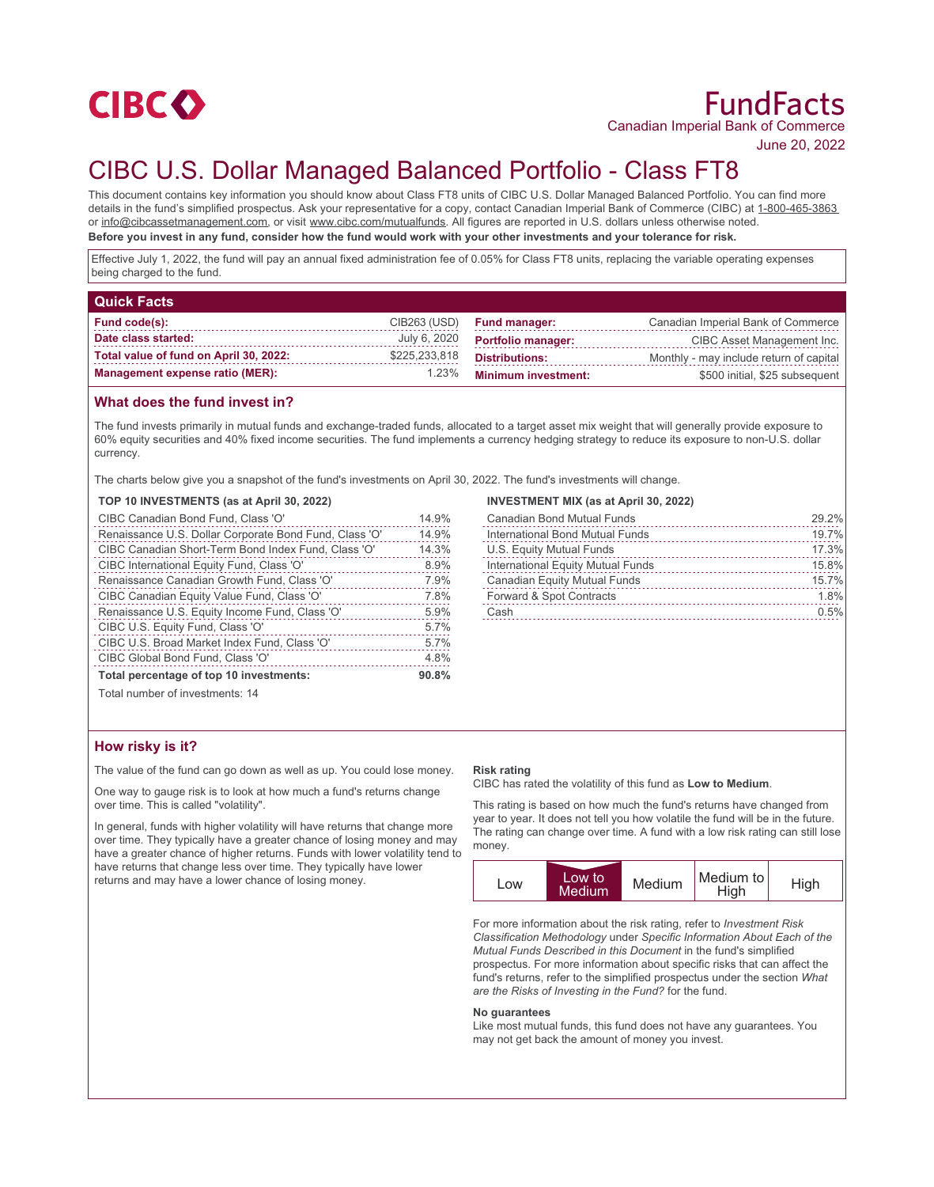CIBC

# FundFacts

Canadian Imperial Bank of Commerce

June 20, 2022

# CIBC U.S. Dollar Managed Balanced Portfolio - Class FT8

This document contains key information you should know about Class FT8 units of CIBC U.S. Dollar Managed Balanced Portfolio. You can find more details in the fund's simplified prospectus. Ask your representative for a copy, contact Canadian Imperial Bank of Commerce (CIBC) at 1-800-465-3863 or info@cibcassetmanagement.com, or visit www.cibc.com/mutualfunds. All figures are reported in U.S. dollars unless otherwise noted.

**Before you invest in any fund, consider how the fund would work with your other investments and your tolerance for risk.**

Effective July 1, 2022, the fund will pay an annual fixed administration fee of 0.05% for Class FT8 units, replacing the variable operating expenses being charged to the fund.

## Quick Facts

| | | | |
|---|---|---|---|
| **Fund code(s):** | CIB263 (USD) | **Fund manager:** | Canadian Imperial Bank of Commerce |
| **Date class started:** | July 6, 2020 | **Portfolio manager:** | CIBC Asset Management Inc. |
| **Total value of fund on April 30, 2022:** | $225,233,818 | **Distributions:** | Monthly - may include return of capital |
| **Management expense ratio (MER):** | 1.23% | **Minimum investment:** | $500 initial, $25 subsequent |

## What does the fund invest in?

The fund invests primarily in mutual funds and exchange-traded funds, allocated to a target asset mix weight that will generally provide exposure to 60% equity securities and 40% fixed income securities. The fund implements a currency hedging strategy to reduce its exposure to non-U.S. dollar currency.

The charts below give you a snapshot of the fund's investments on April 30, 2022. The fund's investments will change.

**TOP 10 INVESTMENTS (as at April 30, 2022)**

| | |
|---|---|
| CIBC Canadian Bond Fund, Class 'O' | 14.9% |
| Renaissance U.S. Dollar Corporate Bond Fund, Class 'O' | 14.9% |
| CIBC Canadian Short-Term Bond Index Fund, Class 'O' | 14.3% |
| CIBC International Equity Fund, Class 'O' | 8.9% |
| Renaissance Canadian Growth Fund, Class 'O' | 7.9% |
| CIBC Canadian Equity Value Fund, Class 'O' | 7.8% |
| Renaissance U.S. Equity Income Fund, Class 'O' | 5.9% |
| CIBC U.S. Equity Fund, Class 'O' | 5.7% |
| CIBC U.S. Broad Market Index Fund, Class 'O' | 5.7% |
| CIBC Global Bond Fund, Class 'O' | 4.8% |
| **Total percentage of top 10 investments:** | **90.8%** |

Total number of investments: 14

**INVESTMENT MIX (as at April 30, 2022)**

| | |
|---|---|
| Canadian Bond Mutual Funds | 29.2% |
| International Bond Mutual Funds | 19.7% |
| U.S. Equity Mutual Funds | 17.3% |
| International Equity Mutual Funds | 15.8% |
| Canadian Equity Mutual Funds | 15.7% |
| Forward & Spot Contracts | 1.8% |
| Cash | 0.5% |

## How risky is it?

The value of the fund can go down as well as up. You could lose money.

One way to gauge risk is to look at how much a fund's returns change over time. This is called "volatility".

In general, funds with higher volatility will have returns that change more over time. They typically have a greater chance of losing money and may have a greater chance of higher returns. Funds with lower volatility tend to have returns that change less over time. They typically have lower returns and may have a lower chance of losing money.

**Risk rating**

CIBC has rated the volatility of this fund as **Low to Medium**.

This rating is based on how much the fund's returns have changed from year to year. It does not tell you how volatile the fund will be in the future. The rating can change over time. A fund with a low risk rating can still lose money.

| Low | **Low to Medium** | Medium | Medium to High | High |
|---|---|---|---|---|

For more information about the risk rating, refer to *Investment Risk Classification Methodology* under *Specific Information About Each of the Mutual Funds Described in this Document* in the fund's simplified prospectus. For more information about specific risks that can affect the fund's returns, refer to the simplified prospectus under the section *What are the Risks of Investing in the Fund?* for the fund.

**No guarantees**

Like most mutual funds, this fund does not have any guarantees. You may not get back the amount of money you invest.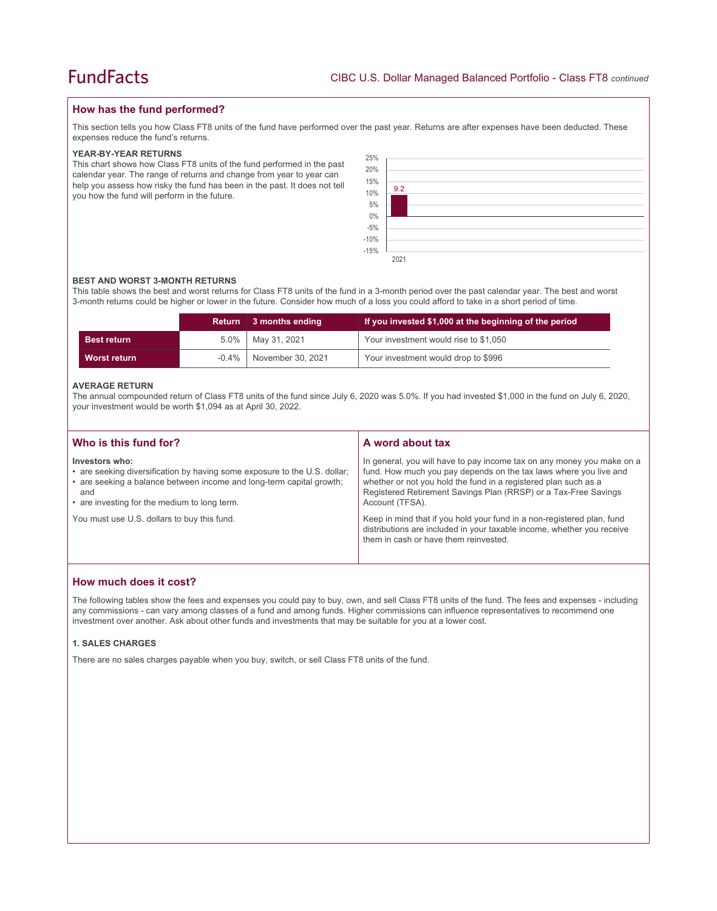## How has the fund performed?

This section tells you how Class FT8 units of the fund have performed over the past year. Returns are after expenses have been deducted. These expenses reduce the fund's returns.

### YEAR-BY-YEAR RETURNS

This chart shows how Class FT8 units of the fund performed in the past calendar year. The range of returns and change from year to year can help you assess how risky the fund has been in the past. It does not tell you how the fund will perform in the future.

| Year | Return (%) |
|---|---|
| 2021 | 9.2 |

### BEST AND WORST 3-MONTH RETURNS

This table shows the best and worst returns for Class FT8 units of the fund in a 3-month period over the past calendar year. The best and worst 3-month returns could be higher or lower in the future. Consider how much of a loss you could afford to take in a short period of time.

| | Return | 3 months ending | If you invested $1,000 at the beginning of the period |
|---|---|---|---|
| **Best return** | 5.0% | May 31, 2021 | Your investment would rise to $1,050 |
| **Worst return** | -0.4% | November 30, 2021 | Your investment would drop to $996 |

### AVERAGE RETURN

The annual compounded return of Class FT8 units of the fund since July 6, 2020 was 5.0%. If you had invested $1,000 in the fund on July 6, 2020, your investment would be worth $1,094 as at April 30, 2022.

## Who is this fund for?

**Investors who:**

- are seeking diversification by having some exposure to the U.S. dollar;
- are seeking a balance between income and long-term capital growth; and
- are investing for the medium to long term.

You must use U.S. dollars to buy this fund.

## A word about tax

In general, you will have to pay income tax on any money you make on a fund. How much you pay depends on the tax laws where you live and whether or not you hold the fund in a registered plan such as a Registered Retirement Savings Plan (RRSP) or a Tax-Free Savings Account (TFSA).

Keep in mind that if you hold your fund in a non-registered plan, fund distributions are included in your taxable income, whether you receive them in cash or have them reinvested.

## How much does it cost?

The following tables show the fees and expenses you could pay to buy, own, and sell Class FT8 units of the fund. The fees and expenses - including any commissions - can vary among classes of a fund and among funds. Higher commissions can influence representatives to recommend one investment over another. Ask about other funds and investments that may be suitable for you at a lower cost.

### 1. SALES CHARGES

There are no sales charges payable when you buy, switch, or sell Class FT8 units of the fund.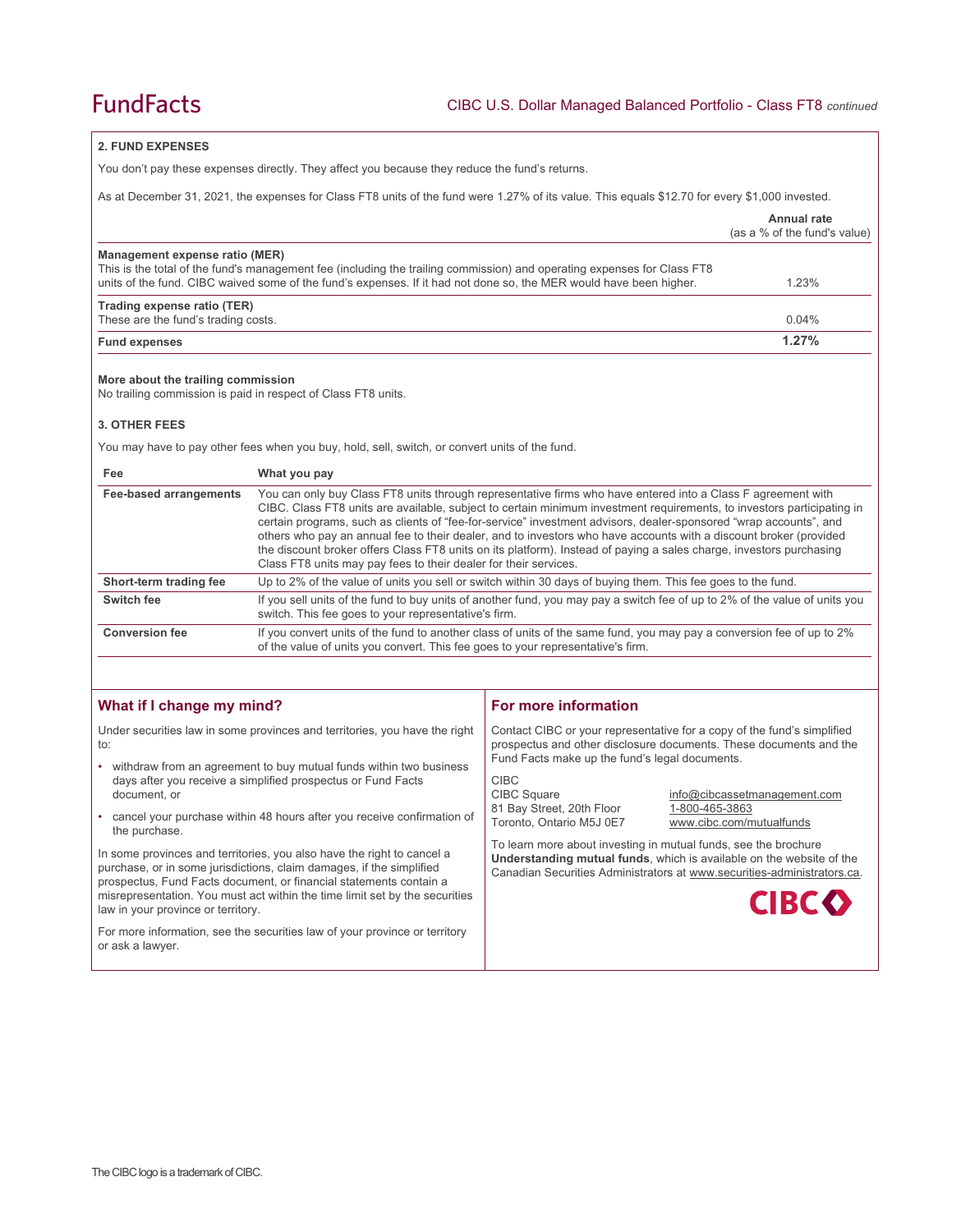### 2. FUND EXPENSES

You don't pay these expenses directly. They affect you because they reduce the fund's returns.

As at December 31, 2021, the expenses for Class FT8 units of the fund were 1.27% of its value. This equals $12.70 for every $1,000 invested.

| | Annual rate (as a % of the fund's value) |
|---|---|
| **Management expense ratio (MER)**<br>This is the total of the fund's management fee (including the trailing commission) and operating expenses for Class FT8 units of the fund. CIBC waived some of the fund's expenses. If it had not done so, the MER would have been higher. | 1.23% |
| **Trading expense ratio (TER)**<br>These are the fund's trading costs. | 0.04% |
| **Fund expenses** | **1.27%** |

**More about the trailing commission**

No trailing commission is paid in respect of Class FT8 units.

### 3. OTHER FEES

You may have to pay other fees when you buy, hold, sell, switch, or convert units of the fund.

| Fee | What you pay |
|---|---|
| **Fee-based arrangements** | You can only buy Class FT8 units through representative firms who have entered into a Class F agreement with CIBC. Class FT8 units are available, subject to certain minimum investment requirements, to investors participating in certain programs, such as clients of "fee-for-service" investment advisors, dealer-sponsored "wrap accounts", and others who pay an annual fee to their dealer, and to investors who have accounts with a discount broker (provided the discount broker offers Class FT8 units on its platform). Instead of paying a sales charge, investors purchasing Class FT8 units may pay fees to their dealer for their services. |
| **Short-term trading fee** | Up to 2% of the value of units you sell or switch within 30 days of buying them. This fee goes to the fund. |
| **Switch fee** | If you sell units of the fund to buy units of another fund, you may pay a switch fee of up to 2% of the value of units you switch. This fee goes to your representative's firm. |
| **Conversion fee** | If you convert units of the fund to another class of units of the same fund, you may pay a conversion fee of up to 2% of the value of units you convert. This fee goes to your representative's firm. |

## What if I change my mind?

Under securities law in some provinces and territories, you have the right to:

- withdraw from an agreement to buy mutual funds within two business days after you receive a simplified prospectus or Fund Facts document, or
- cancel your purchase within 48 hours after you receive confirmation of the purchase.

In some provinces and territories, you also have the right to cancel a purchase, or in some jurisdictions, claim damages, if the simplified prospectus, Fund Facts document, or financial statements contain a misrepresentation. You must act within the time limit set by the securities law in your province or territory.

For more information, see the securities law of your province or territory or ask a lawyer.

## For more information

Contact CIBC or your representative for a copy of the fund's simplified prospectus and other disclosure documents. These documents and the Fund Facts make up the fund's legal documents.

CIBC
CIBC Square
81 Bay Street, 20th Floor
Toronto, Ontario M5J 0E7

info@cibcassetmanagement.com
1-800-465-3863
www.cibc.com/mutualfunds

To learn more about investing in mutual funds, see the brochure **Understanding mutual funds**, which is available on the website of the Canadian Securities Administrators at www.securities-administrators.ca.

CIBC

The CIBC logo is a trademark of CIBC.